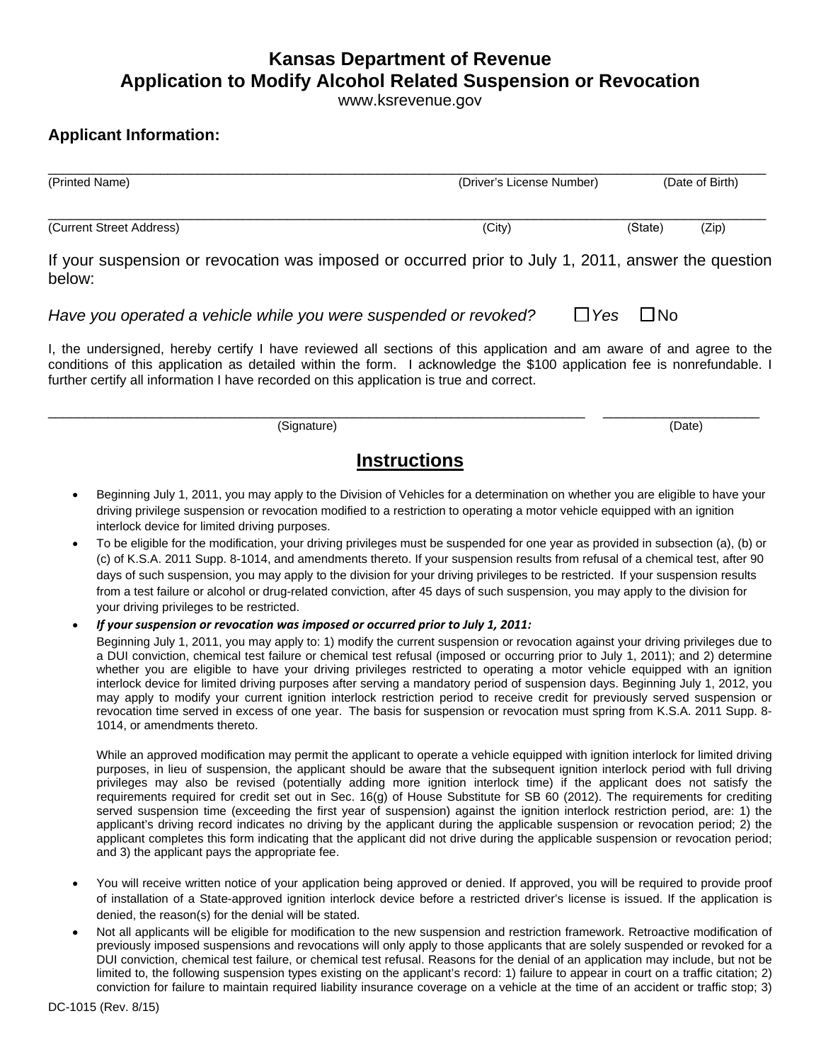# Kansas Department of Revenue
# Application to Modify Alcohol Related Suspension or Revocation

www.ksrevenue.gov

## Applicant Information:

______________________________________________________________________________
(Printed Name) (Driver's License Number) (Date of Birth)

______________________________________________________________________________
(Current Street Address) (City) (State) (Zip)

If your suspension or revocation was imposed or occurred prior to July 1, 2011, answer the question below:

*Have you operated a vehicle while you were suspended or revoked?* ☐ *Yes* ☐ No

I, the undersigned, hereby certify I have reviewed all sections of this application and am aware of and agree to the conditions of this application as detailed within the form. I acknowledge the $100 application fee is nonrefundable. I further certify all information I have recorded on this application is true and correct.

______________________________________________________________ ____________________
(Signature) (Date)

## Instructions

- Beginning July 1, 2011, you may apply to the Division of Vehicles for a determination on whether you are eligible to have your driving privilege suspension or revocation modified to a restriction to operating a motor vehicle equipped with an ignition interlock device for limited driving purposes.
- To be eligible for the modification, your driving privileges must be suspended for one year as provided in subsection (a), (b) or (c) of K.S.A. 2011 Supp. 8-1014, and amendments thereto. If your suspension results from refusal of a chemical test, after 90 days of such suspension, you may apply to the division for your driving privileges to be restricted. If your suspension results from a test failure or alcohol or drug-related conviction, after 45 days of such suspension, you may apply to the division for your driving privileges to be restricted.
- ***If your suspension or revocation was imposed or occurred prior to July 1, 2011:***

  Beginning July 1, 2011, you may apply to: 1) modify the current suspension or revocation against your driving privileges due to a DUI conviction, chemical test failure or chemical test refusal (imposed or occurring prior to July 1, 2011); and 2) determine whether you are eligible to have your driving privileges restricted to operating a motor vehicle equipped with an ignition interlock device for limited driving purposes after serving a mandatory period of suspension days. Beginning July 1, 2012, you may apply to modify your current ignition interlock restriction period to receive credit for previously served suspension or revocation time served in excess of one year. The basis for suspension or revocation must spring from K.S.A. 2011 Supp. 8-1014, or amendments thereto.

  While an approved modification may permit the applicant to operate a vehicle equipped with ignition interlock for limited driving purposes, in lieu of suspension, the applicant should be aware that the subsequent ignition interlock period with full driving privileges may also be revised (potentially adding more ignition interlock time) if the applicant does not satisfy the requirements required for credit set out in Sec. 16(g) of House Substitute for SB 60 (2012). The requirements for crediting served suspension time (exceeding the first year of suspension) against the ignition interlock restriction period, are: 1) the applicant's driving record indicates no driving by the applicant during the applicable suspension or revocation period; 2) the applicant completes this form indicating that the applicant did not drive during the applicable suspension or revocation period; and 3) the applicant pays the appropriate fee.

- You will receive written notice of your application being approved or denied. If approved, you will be required to provide proof of installation of a State-approved ignition interlock device before a restricted driver's license is issued. If the application is denied, the reason(s) for the denial will be stated.
- Not all applicants will be eligible for modification to the new suspension and restriction framework. Retroactive modification of previously imposed suspensions and revocations will only apply to those applicants that are solely suspended or revoked for a DUI conviction, chemical test failure, or chemical test refusal. Reasons for the denial of an application may include, but not be limited to, the following suspension types existing on the applicant's record: 1) failure to appear in court on a traffic citation; 2) conviction for failure to maintain required liability insurance coverage on a vehicle at the time of an accident or traffic stop; 3)

DC-1015 (Rev. 8/15)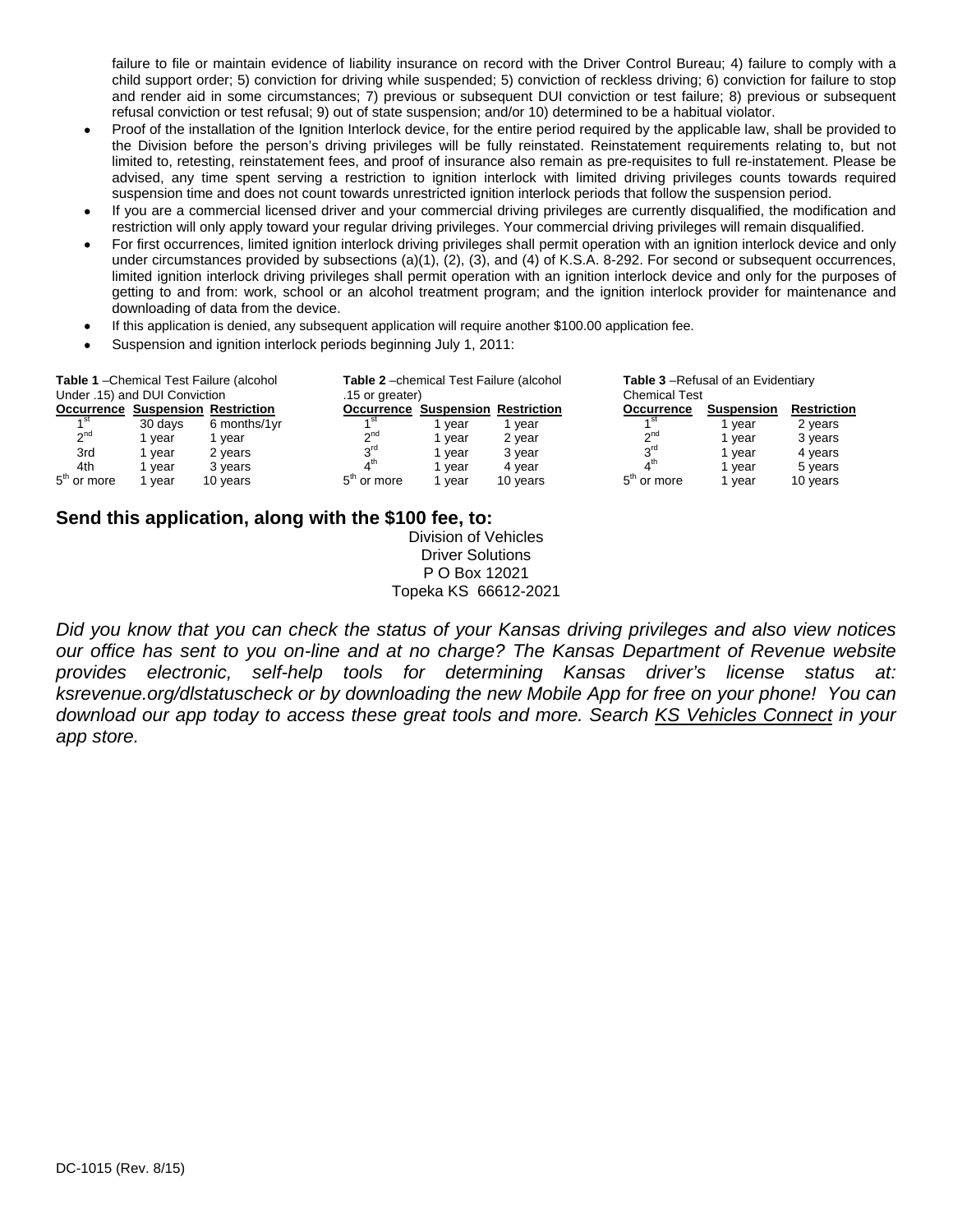failure to file or maintain evidence of liability insurance on record with the Driver Control Bureau; 4) failure to comply with a child support order; 5) conviction for driving while suspended; 5) conviction of reckless driving; 6) conviction for failure to stop and render aid in some circumstances; 7) previous or subsequent DUI conviction or test failure; 8) previous or subsequent refusal conviction or test refusal; 9) out of state suspension; and/or 10) determined to be a habitual violator.

- Proof of the installation of the Ignition Interlock device, for the entire period required by the applicable law, shall be provided to the Division before the person's driving privileges will be fully reinstated. Reinstatement requirements relating to, but not limited to, retesting, reinstatement fees, and proof of insurance also remain as pre-requisites to full re-instatement. Please be advised, any time spent serving a restriction to ignition interlock with limited driving privileges counts towards required suspension time and does not count towards unrestricted ignition interlock periods that follow the suspension period.
- If you are a commercial licensed driver and your commercial driving privileges are currently disqualified, the modification and restriction will only apply toward your regular driving privileges. Your commercial driving privileges will remain disqualified.
- For first occurrences, limited ignition interlock driving privileges shall permit operation with an ignition interlock device and only under circumstances provided by subsections (a)(1), (2), (3), and (4) of K.S.A. 8-292. For second or subsequent occurrences, limited ignition interlock driving privileges shall permit operation with an ignition interlock device and only for the purposes of getting to and from: work, school or an alcohol treatment program; and the ignition interlock provider for maintenance and downloading of data from the device.
- If this application is denied, any subsequent application will require another $100.00 application fee.
- Suspension and ignition interlock periods beginning July 1, 2011:

**Table 1** –Chemical Test Failure (alcohol Under .15) and DUI Conviction

| Occurrence | Suspension | Restriction |
|---|---|---|
| 1st | 30 days | 6 months/1yr |
| 2nd | 1 year | 1 year |
| 3rd | 1 year | 2 years |
| 4th | 1 year | 3 years |
| 5th or more | 1 year | 10 years |

**Table 2** –chemical Test Failure (alcohol .15 or greater)

| Occurrence | Suspension | Restriction |
|---|---|---|
| 1st | 1 year | 1 year |
| 2nd | 1 year | 2 year |
| 3rd | 1 year | 3 year |
| 4th | 1 year | 4 year |
| 5th or more | 1 year | 10 years |

**Table 3** –Refusal of an Evidentiary Chemical Test

| Occurrence | Suspension | Restriction |
|---|---|---|
| 1st | 1 year | 2 years |
| 2nd | 1 year | 3 years |
| 3rd | 1 year | 4 years |
| 4th | 1 year | 5 years |
| 5th or more | 1 year | 10 years |

## Send this application, along with the $100 fee, to:

Division of Vehicles
Driver Solutions
P O Box 12021
Topeka KS 66612-2021

*Did you know that you can check the status of your Kansas driving privileges and also view notices our office has sent to you on-line and at no charge? The Kansas Department of Revenue website provides electronic, self-help tools for determining Kansas driver's license status at: ksrevenue.org/dlstatuscheck or by downloading the new Mobile App for free on your phone! You can download our app today to access these great tools and more. Search KS Vehicles Connect in your app store.*

DC-1015 (Rev. 8/15)